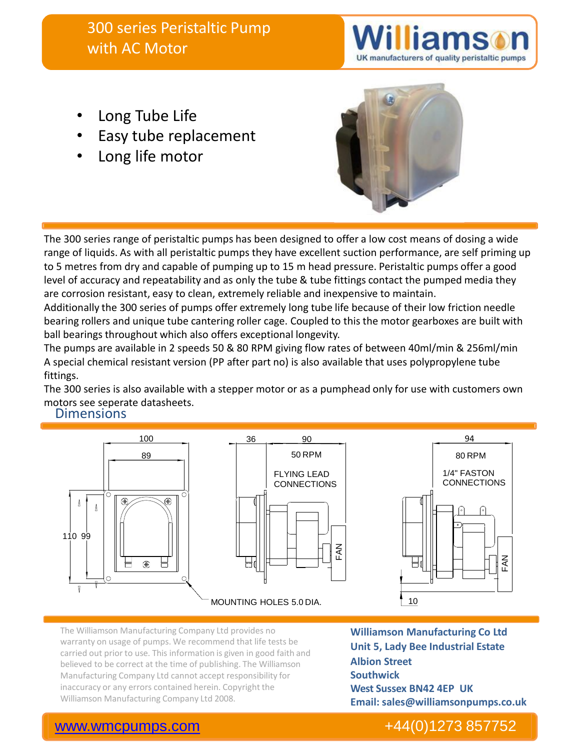# 300 series Peristaltic Pump with AC Motor

**Williamson**
UK manufacturers of quality peristaltic pumps

- Long Tube Life
- Easy tube replacement
- Long life motor

The 300 series range of peristaltic pumps has been designed to offer a low cost means of dosing a wide range of liquids. As with all peristaltic pumps they have excellent suction performance, are self priming up to 5 metres from dry and capable of pumping up to 15 m head pressure. Peristaltic pumps offer a good level of accuracy and repeatability and as only the tube & tube fittings contact the pumped media they are corrosion resistant, easy to clean, extremely reliable and inexpensive to maintain.

Additionally the 300 series of pumps offer extremely long tube life because of their low friction needle bearing rollers and unique tube cantering roller cage. Coupled to this the motor gearboxes are built with ball bearings throughout which also offers exceptional longevity.

The pumps are available in 2 speeds 50 & 80 RPM giving flow rates of between 40ml/min & 256ml/min

A special chemical resistant version (PP after part no) is also available that uses polypropylene tube fittings.

The 300 series is also available with a stepper motor or as a pumphead only for use with customers own motors see seperate datasheets.

## Dimensions

100, 89, 110, 99

MOUNTING HOLES 5.0 DIA.

36, 90 — 50 RPM — FLYING LEAD CONNECTIONS — FAN

94 — 80 RPM — 1/4" FASTON CONNECTIONS — FAN — 10

The Williamson Manufacturing Company Ltd provides no warranty on usage of pumps. We recommend that life tests be carried out prior to use. This information is given in good faith and believed to be correct at the time of publishing. The Williamson Manufacturing Company Ltd cannot accept responsibility for inaccuracy or any errors contained herein. Copyright the Williamson Manufacturing Company Ltd 2008.

**Williamson Manufacturing Co Ltd**
**Unit 5, Lady Bee Industrial Estate**
**Albion Street**
**Southwick**
**West Sussex BN42 4EP UK**
**Email: sales@williamsonpumps.co.uk**

www.wmcpumps.com

+44(0)1273 857752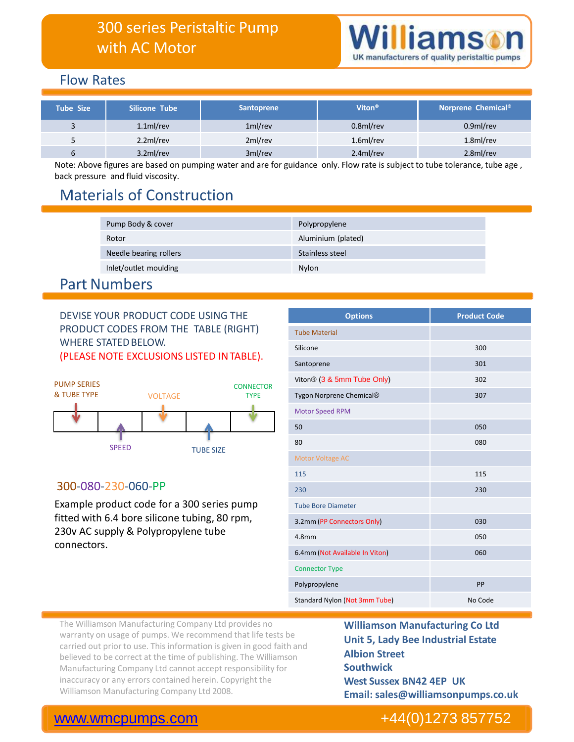# 300 series Peristaltic Pump with AC Motor

Williamson
UK manufacturers of quality peristaltic pumps

## Flow Rates

| Tube Size | Silicone Tube | Santoprene | Viton® | Norprene Chemical® |
|---|---|---|---|---|
| 3 | 1.1ml/rev | 1ml/rev | 0.8ml/rev | 0.9ml/rev |
| 5 | 2.2ml/rev | 2ml/rev | 1.6ml/rev | 1.8ml/rev |
| 6 | 3.2ml/rev | 3ml/rev | 2.4ml/rev | 2.8ml/rev |

Note: Above figures are based on pumping water and are for guidance only. Flow rate is subject to tube tolerance, tube age , back pressure and fluid viscosity.

## Materials of Construction

| | |
|---|---|
| Pump Body & cover | Polypropylene |
| Rotor | Aluminium (plated) |
| Needle bearing rollers | Stainless steel |
| Inlet/outlet moulding | Nylon |

## Part Numbers

DEVISE YOUR PRODUCT CODE USING THE PRODUCT CODES FROM THE TABLE (RIGHT) WHERE STATED BELOW.
(PLEASE NOTE EXCLUSIONS LISTED IN TABLE).

PUMP SERIES & TUBE TYPE
SPEED
VOLTAGE
TUBE SIZE
CONNECTOR TYPE

300-080-230-060-PP

Example product code for a 300 series pump fitted with 6.4 bore silicone tubing, 80 rpm, 230v AC supply & Polypropylene tube connectors.

| Options | Product Code |
|---|---|
| Tube Material | |
| Silicone | 300 |
| Santoprene | 301 |
| Viton® (3 & 5mm Tube Only) | 302 |
| Tygon Norprene Chemical® | 307 |
| Motor Speed RPM | |
| 50 | 050 |
| 80 | 080 |
| Motor Voltage AC | |
| 115 | 115 |
| 230 | 230 |
| Tube Bore Diameter | |
| 3.2mm (PP Connectors Only) | 030 |
| 4.8mm | 050 |
| 6.4mm (Not Available In Viton) | 060 |
| Connector Type | |
| Polypropylene | PP |
| Standard Nylon (Not 3mm Tube) | No Code |

The Williamson Manufacturing Company Ltd provides no warranty on usage of pumps. We recommend that life tests be carried out prior to use. This information is given in good faith and believed to be correct at the time of publishing. The Williamson Manufacturing Company Ltd cannot accept responsibility for inaccuracy or any errors contained herein. Copyright the Williamson Manufacturing Company Ltd 2008.

**Williamson Manufacturing Co Ltd**
**Unit 5, Lady Bee Industrial Estate**
**Albion Street**
**Southwick**
**West Sussex BN42 4EP UK**
**Email: sales@williamsonpumps.co.uk**

www.wmcpumps.com +44(0)1273 857752